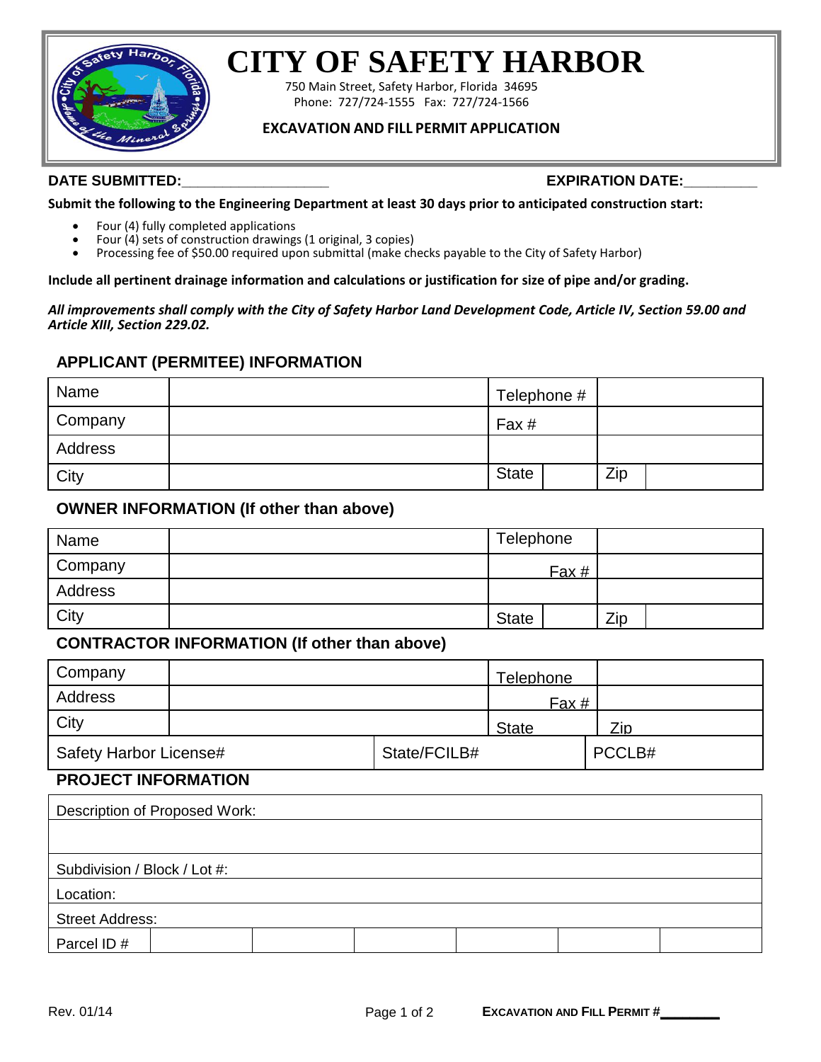# CITY OF SAFETY HARBOR

750 Main Street, Safety Harbor, Florida 34695
Phone: 727/724-1555 Fax: 727/724-1566

**EXCAVATION AND FILL PERMIT APPLICATION**

**DATE SUBMITTED:__________________** **EXPIRATION DATE:_________**

**Submit the following to the Engineering Department at least 30 days prior to anticipated construction start:**

- Four (4) fully completed applications
- Four (4) sets of construction drawings (1 original, 3 copies)
- Processing fee of $50.00 required upon submittal (make checks payable to the City of Safety Harbor)

**Include all pertinent drainage information and calculations or justification for size of pipe and/or grading.**

***All improvements shall comply with the City of Safety Harbor Land Development Code, Article IV, Section 59.00 and Article XIII, Section 229.02.***

## APPLICANT (PERMITEE) INFORMATION

| Name | | Telephone # | | | |
|---|---|---|---|---|---|
| Company | | Fax # | | | |
| Address | | | | | |
| City | | State | | Zip | |

## OWNER INFORMATION (If other than above)

| Name | | Telephone | | | |
|---|---|---|---|---|---|
| Company | | Fax # | | | |
| Address | | | | | |
| City | | State | | Zip | |

## CONTRACTOR INFORMATION (If other than above)

| Company | | Telephone | |
|---|---|---|---|
| Address | | Fax # | |
| City | | State | Zip |
| Safety Harbor License# | State/FCILB# | | PCCLB# |

## PROJECT INFORMATION

| Description of Proposed Work: | | | | | | |
|---|---|---|---|---|---|---|
| | | | | | | |
| Subdivision / Block / Lot #: | | | | | | |
| Location: | | | | | | |
| Street Address: | | | | | | |
| Parcel ID # | | | | | | |

Rev. 01/14

**EXCAVATION AND FILL PERMIT #________**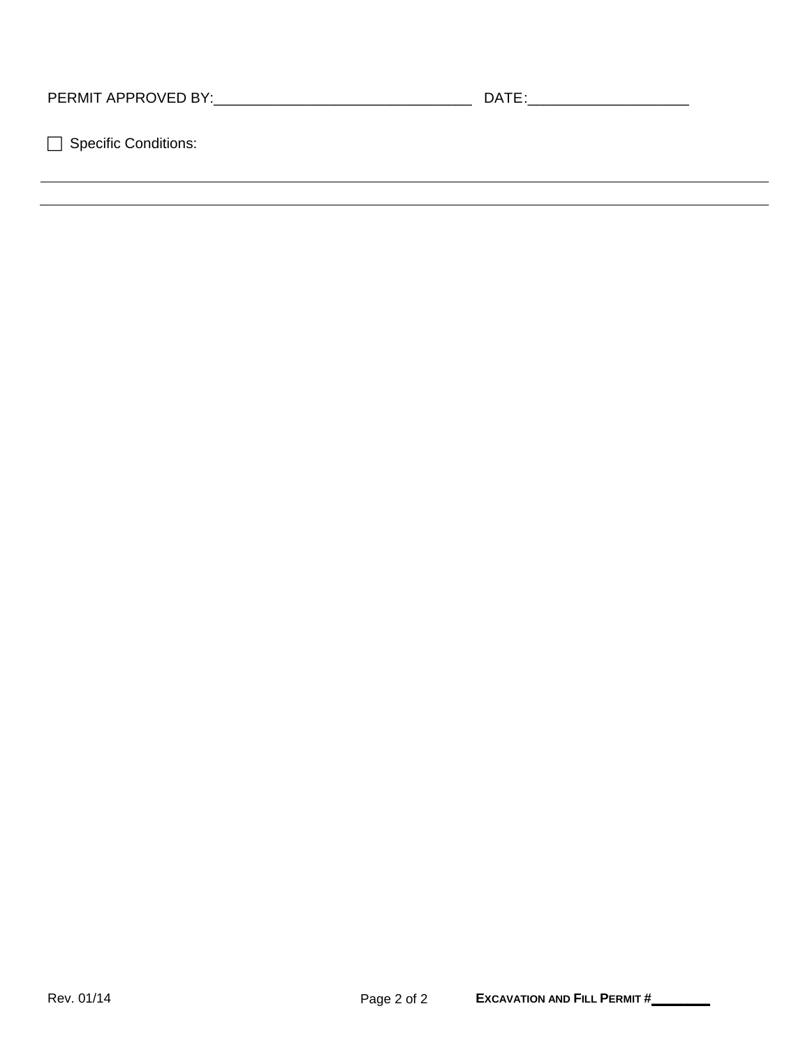PERMIT APPROVED BY:______________________________ DATE:___________________

☐ Specific Conditions:

______________________________________________________________________________

______________________________________________________________________________